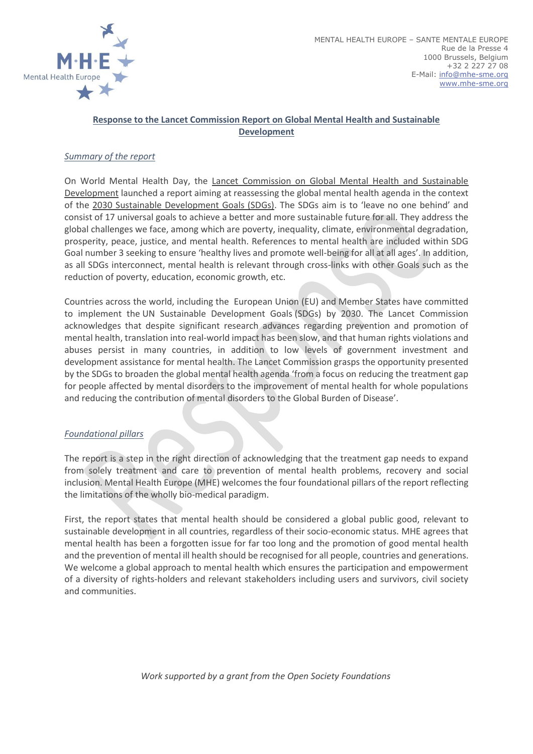MENTAL HEALTH EUROPE – SANTE MENTALE EUROPE
Rue de la Presse 4
1000 Brussels, Belgium
+32 2 227 27 08
E-Mail: info@mhe-sme.org
www.mhe-sme.org

# Response to the Lancet Commission Report on Global Mental Health and Sustainable Development

## *Summary of the report*

On World Mental Health Day, the Lancet Commission on Global Mental Health and Sustainable Development launched a report aiming at reassessing the global mental health agenda in the context of the 2030 Sustainable Development Goals (SDGs). The SDGs aim is to 'leave no one behind' and consist of 17 universal goals to achieve a better and more sustainable future for all. They address the global challenges we face, among which are poverty, inequality, climate, environmental degradation, prosperity, peace, justice, and mental health. References to mental health are included within SDG Goal number 3 seeking to ensure 'healthy lives and promote well-being for all at all ages'. In addition, as all SDGs interconnect, mental health is relevant through cross-links with other Goals such as the reduction of poverty, education, economic growth, etc.

Countries across the world, including the European Union (EU) and Member States have committed to implement the UN Sustainable Development Goals (SDGs) by 2030. The Lancet Commission acknowledges that despite significant research advances regarding prevention and promotion of mental health, translation into real-world impact has been slow, and that human rights violations and abuses persist in many countries, in addition to low levels of government investment and development assistance for mental health. The Lancet Commission grasps the opportunity presented by the SDGs to broaden the global mental health agenda 'from a focus on reducing the treatment gap for people affected by mental disorders to the improvement of mental health for whole populations and reducing the contribution of mental disorders to the Global Burden of Disease'.

## *Foundational pillars*

The report is a step in the right direction of acknowledging that the treatment gap needs to expand from solely treatment and care to prevention of mental health problems, recovery and social inclusion. Mental Health Europe (MHE) welcomes the four foundational pillars of the report reflecting the limitations of the wholly bio-medical paradigm.

First, the report states that mental health should be considered a global public good, relevant to sustainable development in all countries, regardless of their socio-economic status. MHE agrees that mental health has been a forgotten issue for far too long and the promotion of good mental health and the prevention of mental ill health should be recognised for all people, countries and generations. We welcome a global approach to mental health which ensures the participation and empowerment of a diversity of rights-holders and relevant stakeholders including users and survivors, civil society and communities.

*Work supported by a grant from the Open Society Foundations*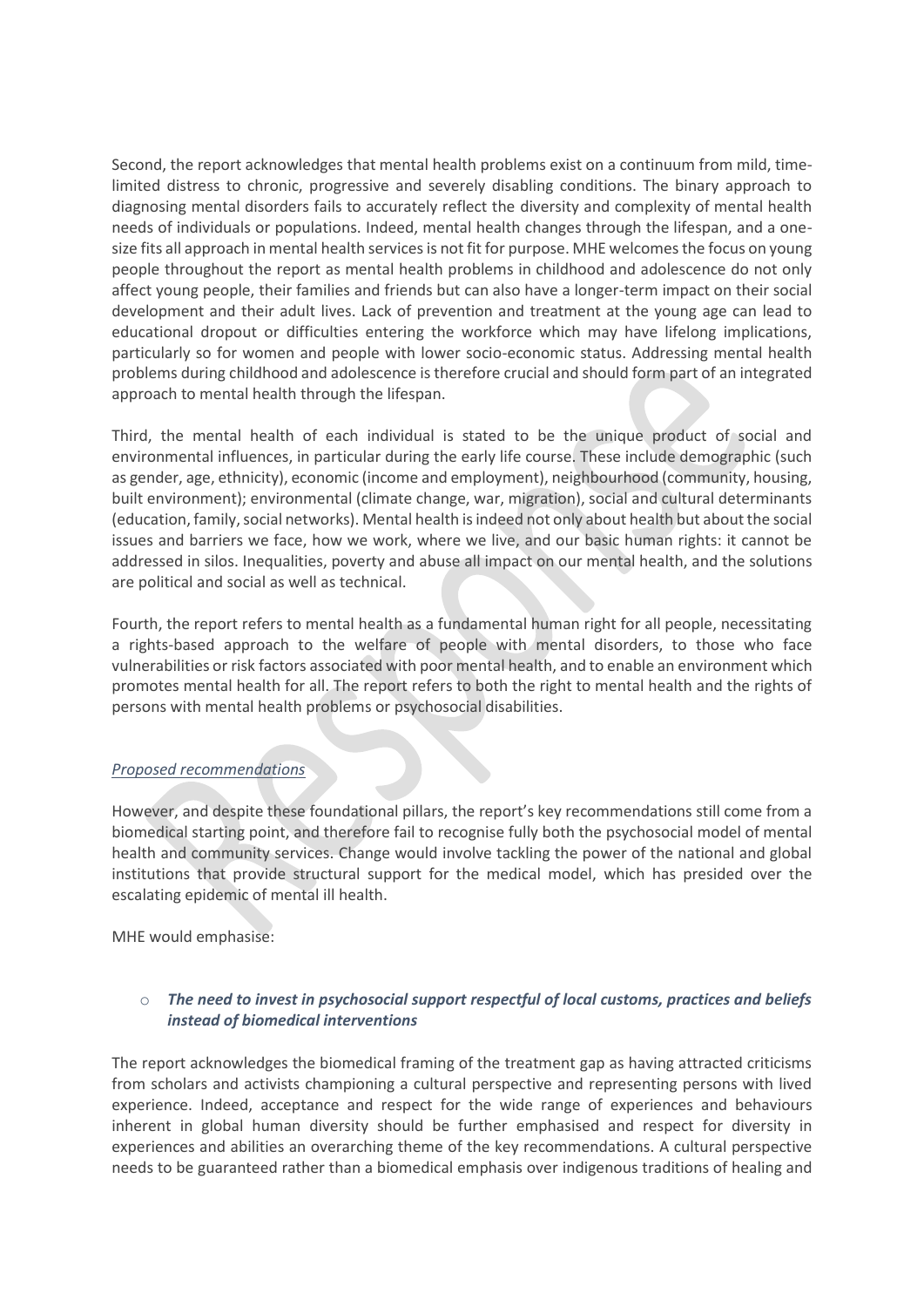Second, the report acknowledges that mental health problems exist on a continuum from mild, time-limited distress to chronic, progressive and severely disabling conditions. The binary approach to diagnosing mental disorders fails to accurately reflect the diversity and complexity of mental health needs of individuals or populations. Indeed, mental health changes through the lifespan, and a one-size fits all approach in mental health services is not fit for purpose. MHE welcomes the focus on young people throughout the report as mental health problems in childhood and adolescence do not only affect young people, their families and friends but can also have a longer-term impact on their social development and their adult lives. Lack of prevention and treatment at the young age can lead to educational dropout or difficulties entering the workforce which may have lifelong implications, particularly so for women and people with lower socio-economic status. Addressing mental health problems during childhood and adolescence is therefore crucial and should form part of an integrated approach to mental health through the lifespan.

Third, the mental health of each individual is stated to be the unique product of social and environmental influences, in particular during the early life course. These include demographic (such as gender, age, ethnicity), economic (income and employment), neighbourhood (community, housing, built environment); environmental (climate change, war, migration), social and cultural determinants (education, family, social networks). Mental health is indeed not only about health but about the social issues and barriers we face, how we work, where we live, and our basic human rights: it cannot be addressed in silos. Inequalities, poverty and abuse all impact on our mental health, and the solutions are political and social as well as technical.

Fourth, the report refers to mental health as a fundamental human right for all people, necessitating a rights-based approach to the welfare of people with mental disorders, to those who face vulnerabilities or risk factors associated with poor mental health, and to enable an environment which promotes mental health for all. The report refers to both the right to mental health and the rights of persons with mental health problems or psychosocial disabilities.

*Proposed recommendations*

However, and despite these foundational pillars, the report's key recommendations still come from a biomedical starting point, and therefore fail to recognise fully both the psychosocial model of mental health and community services. Change would involve tackling the power of the national and global institutions that provide structural support for the medical model, which has presided over the escalating epidemic of mental ill health.

MHE would emphasise:

- ***The need to invest in psychosocial support respectful of local customs, practices and beliefs instead of biomedical interventions***

The report acknowledges the biomedical framing of the treatment gap as having attracted criticisms from scholars and activists championing a cultural perspective and representing persons with lived experience. Indeed, acceptance and respect for the wide range of experiences and behaviours inherent in global human diversity should be further emphasised and respect for diversity in experiences and abilities an overarching theme of the key recommendations. A cultural perspective needs to be guaranteed rather than a biomedical emphasis over indigenous traditions of healing and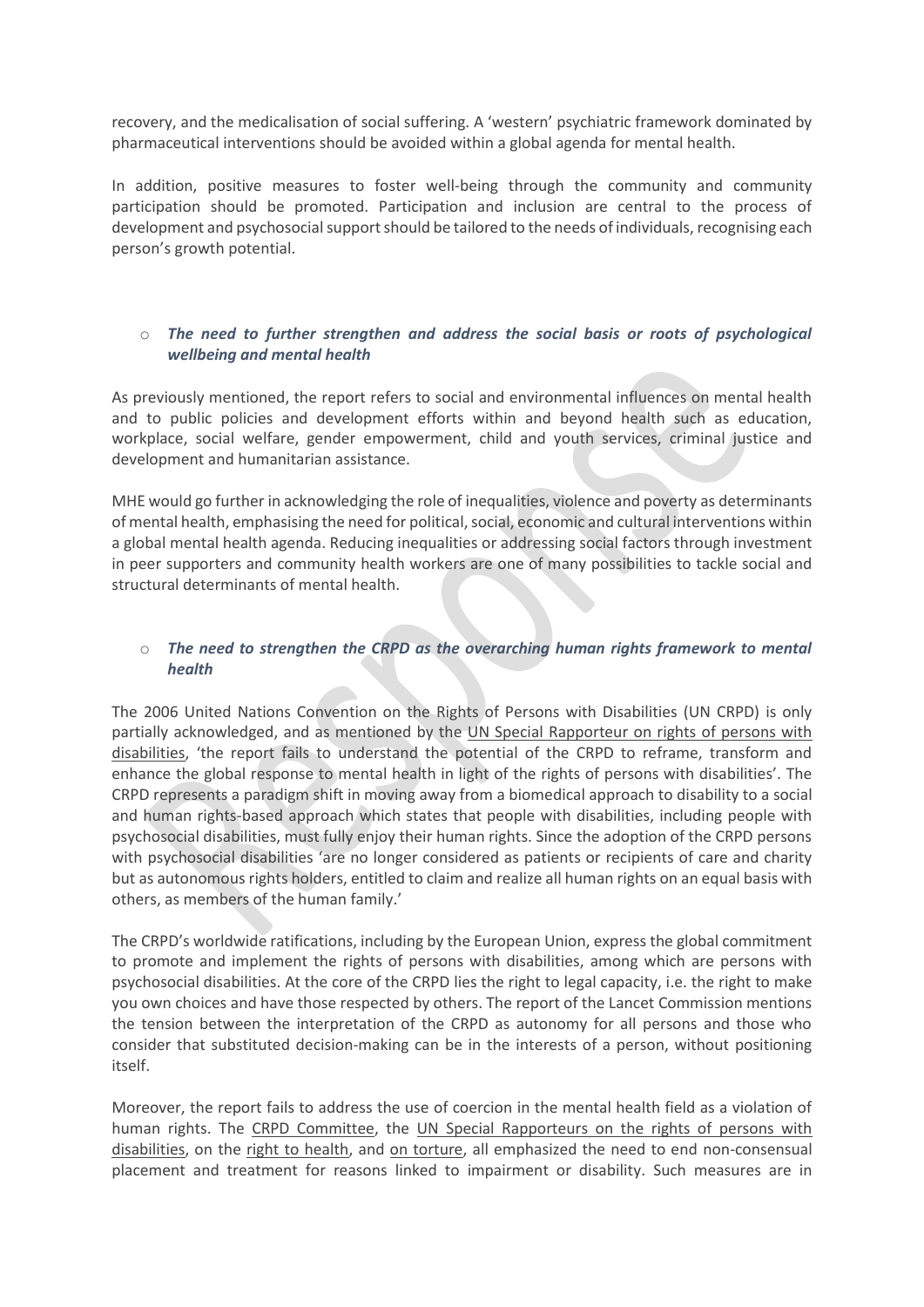recovery, and the medicalisation of social suffering. A 'western' psychiatric framework dominated by pharmaceutical interventions should be avoided within a global agenda for mental health.

In addition, positive measures to foster well-being through the community and community participation should be promoted. Participation and inclusion are central to the process of development and psychosocial support should be tailored to the needs of individuals, recognising each person's growth potential.

- ***The need to further strengthen and address the social basis or roots of psychological wellbeing and mental health***

As previously mentioned, the report refers to social and environmental influences on mental health and to public policies and development efforts within and beyond health such as education, workplace, social welfare, gender empowerment, child and youth services, criminal justice and development and humanitarian assistance.

MHE would go further in acknowledging the role of inequalities, violence and poverty as determinants of mental health, emphasising the need for political, social, economic and cultural interventions within a global mental health agenda. Reducing inequalities or addressing social factors through investment in peer supporters and community health workers are one of many possibilities to tackle social and structural determinants of mental health.

- ***The need to strengthen the CRPD as the overarching human rights framework to mental health***

The 2006 United Nations Convention on the Rights of Persons with Disabilities (UN CRPD) is only partially acknowledged, and as mentioned by the UN Special Rapporteur on rights of persons with disabilities, 'the report fails to understand the potential of the CRPD to reframe, transform and enhance the global response to mental health in light of the rights of persons with disabilities'. The CRPD represents a paradigm shift in moving away from a biomedical approach to disability to a social and human rights-based approach which states that people with disabilities, including people with psychosocial disabilities, must fully enjoy their human rights. Since the adoption of the CRPD persons with psychosocial disabilities 'are no longer considered as patients or recipients of care and charity but as autonomous rights holders, entitled to claim and realize all human rights on an equal basis with others, as members of the human family.'

The CRPD's worldwide ratifications, including by the European Union, express the global commitment to promote and implement the rights of persons with disabilities, among which are persons with psychosocial disabilities. At the core of the CRPD lies the right to legal capacity, i.e. the right to make you own choices and have those respected by others. The report of the Lancet Commission mentions the tension between the interpretation of the CRPD as autonomy for all persons and those who consider that substituted decision-making can be in the interests of a person, without positioning itself.

Moreover, the report fails to address the use of coercion in the mental health field as a violation of human rights. The CRPD Committee, the UN Special Rapporteurs on the rights of persons with disabilities, on the right to health, and on torture, all emphasized the need to end non-consensual placement and treatment for reasons linked to impairment or disability. Such measures are in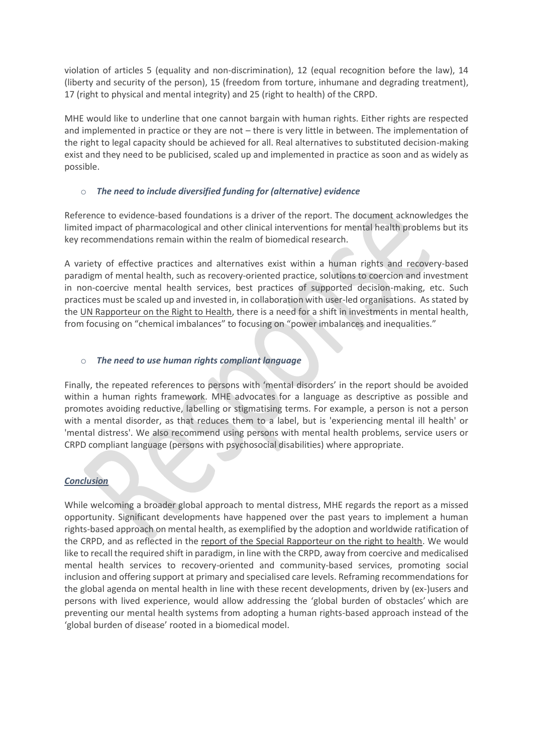violation of articles 5 (equality and non-discrimination), 12 (equal recognition before the law), 14 (liberty and security of the person), 15 (freedom from torture, inhumane and degrading treatment), 17 (right to physical and mental integrity) and 25 (right to health) of the CRPD.

MHE would like to underline that one cannot bargain with human rights. Either rights are respected and implemented in practice or they are not – there is very little in between. The implementation of the right to legal capacity should be achieved for all. Real alternatives to substituted decision-making exist and they need to be publicised, scaled up and implemented in practice as soon and as widely as possible.

- ***The need to include diversified funding for (alternative) evidence***

Reference to evidence-based foundations is a driver of the report. The document acknowledges the limited impact of pharmacological and other clinical interventions for mental health problems but its key recommendations remain within the realm of biomedical research.

A variety of effective practices and alternatives exist within a human rights and recovery-based paradigm of mental health, such as recovery-oriented practice, solutions to coercion and investment in non-coercive mental health services, best practices of supported decision-making, etc. Such practices must be scaled up and invested in, in collaboration with user-led organisations. As stated by the UN Rapporteur on the Right to Health, there is a need for a shift in investments in mental health, from focusing on "chemical imbalances" to focusing on "power imbalances and inequalities."

- ***The need to use human rights compliant language***

Finally, the repeated references to persons with 'mental disorders' in the report should be avoided within a human rights framework. MHE advocates for a language as descriptive as possible and promotes avoiding reductive, labelling or stigmatising terms. For example, a person is not a person with a mental disorder, as that reduces them to a label, but is 'experiencing mental ill health' or 'mental distress'. We also recommend using persons with mental health problems, service users or CRPD compliant language (persons with psychosocial disabilities) where appropriate.

***Conclusion***

While welcoming a broader global approach to mental distress, MHE regards the report as a missed opportunity. Significant developments have happened over the past years to implement a human rights-based approach on mental health, as exemplified by the adoption and worldwide ratification of the CRPD, and as reflected in the report of the Special Rapporteur on the right to health. We would like to recall the required shift in paradigm, in line with the CRPD, away from coercive and medicalised mental health services to recovery-oriented and community-based services, promoting social inclusion and offering support at primary and specialised care levels. Reframing recommendations for the global agenda on mental health in line with these recent developments, driven by (ex-)users and persons with lived experience, would allow addressing the 'global burden of obstacles' which are preventing our mental health systems from adopting a human rights-based approach instead of the 'global burden of disease' rooted in a biomedical model.